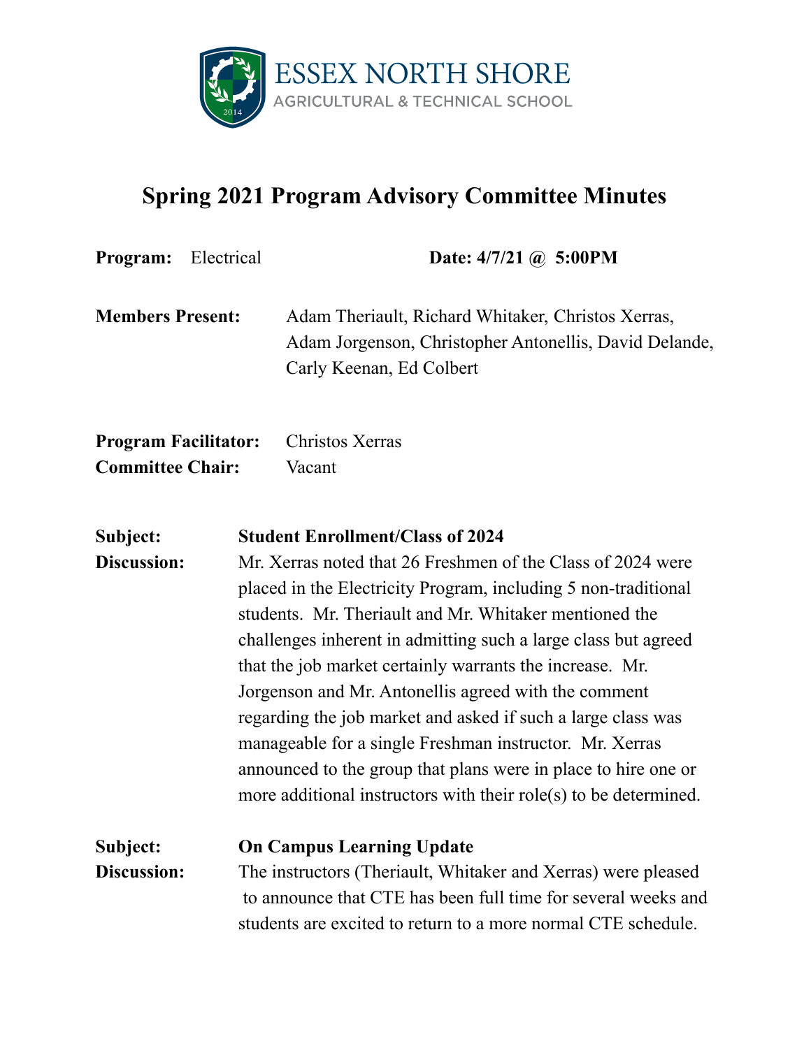ESSEX NORTH SHORE
AGRICULTURAL & TECHNICAL SCHOOL

# Spring 2021 Program Advisory Committee Minutes

**Program:** Electrical **Date: 4/7/21 @ 5:00PM**

**Members Present:** Adam Theriault, Richard Whitaker, Christos Xerras, Adam Jorgenson, Christopher Antonellis, David Delande, Carly Keenan, Ed Colbert

**Program Facilitator:** Christos Xerras
**Committee Chair:** Vacant

**Subject:** **Student Enrollment/Class of 2024**
**Discussion:** Mr. Xerras noted that 26 Freshmen of the Class of 2024 were placed in the Electricity Program, including 5 non-traditional students. Mr. Theriault and Mr. Whitaker mentioned the challenges inherent in admitting such a large class but agreed that the job market certainly warrants the increase. Mr. Jorgenson and Mr. Antonellis agreed with the comment regarding the job market and asked if such a large class was manageable for a single Freshman instructor. Mr. Xerras announced to the group that plans were in place to hire one or more additional instructors with their role(s) to be determined.

**Subject:** **On Campus Learning Update**
**Discussion:** The instructors (Theriault, Whitaker and Xerras) were pleased to announce that CTE has been full time for several weeks and students are excited to return to a more normal CTE schedule.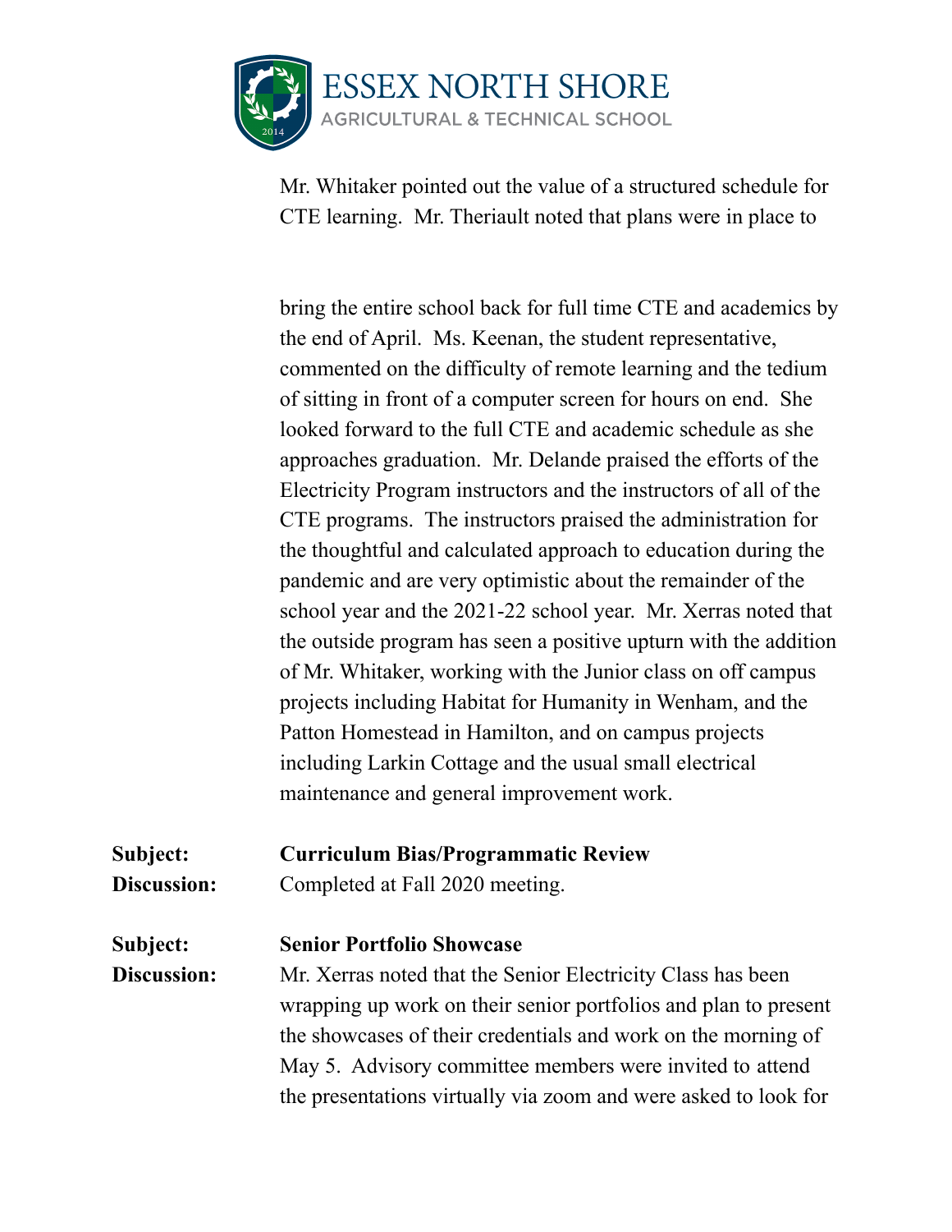Mr. Whitaker pointed out the value of a structured schedule for CTE learning. Mr. Theriault noted that plans were in place to bring the entire school back for full time CTE and academics by the end of April. Ms. Keenan, the student representative, commented on the difficulty of remote learning and the tedium of sitting in front of a computer screen for hours on end. She looked forward to the full CTE and academic schedule as she approaches graduation. Mr. Delande praised the efforts of the Electricity Program instructors and the instructors of all of the CTE programs. The instructors praised the administration for the thoughtful and calculated approach to education during the pandemic and are very optimistic about the remainder of the school year and the 2021-22 school year. Mr. Xerras noted that the outside program has seen a positive upturn with the addition of Mr. Whitaker, working with the Junior class on off campus projects including Habitat for Humanity in Wenham, and the Patton Homestead in Hamilton, and on campus projects including Larkin Cottage and the usual small electrical maintenance and general improvement work.

**Subject:** **Curriculum Bias/Programmatic Review**

**Discussion:** Completed at Fall 2020 meeting.

**Subject:** **Senior Portfolio Showcase**

**Discussion:** Mr. Xerras noted that the Senior Electricity Class has been wrapping up work on their senior portfolios and plan to present the showcases of their credentials and work on the morning of May 5. Advisory committee members were invited to attend the presentations virtually via zoom and were asked to look for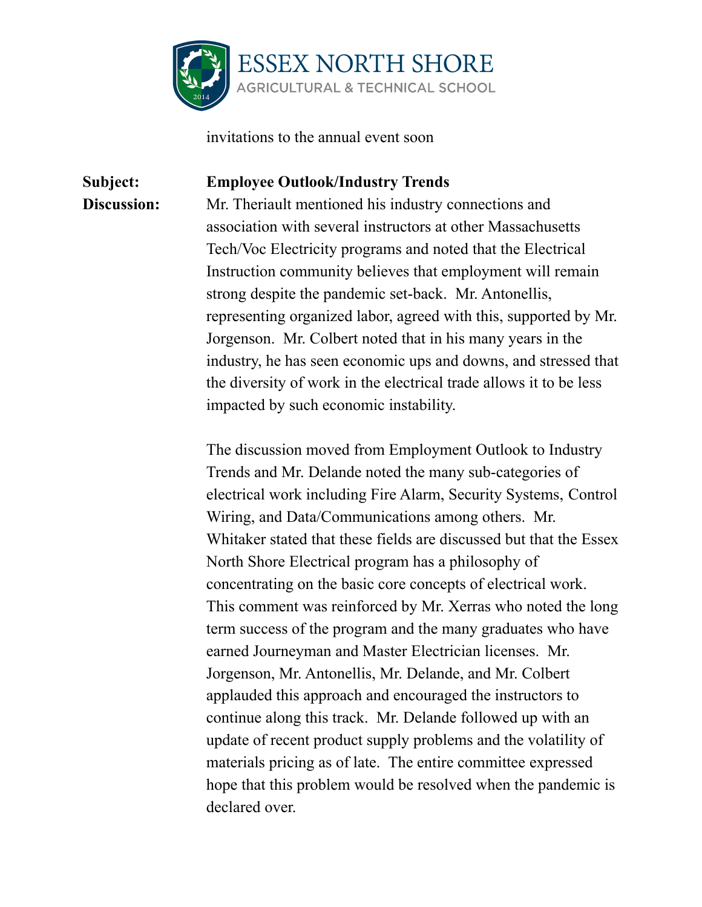invitations to the annual event soon

**Subject:** **Employee Outlook/Industry Trends**

**Discussion:** Mr. Theriault mentioned his industry connections and association with several instructors at other Massachusetts Tech/Voc Electricity programs and noted that the Electrical Instruction community believes that employment will remain strong despite the pandemic set-back. Mr. Antonellis, representing organized labor, agreed with this, supported by Mr. Jorgenson. Mr. Colbert noted that in his many years in the industry, he has seen economic ups and downs, and stressed that the diversity of work in the electrical trade allows it to be less impacted by such economic instability.

The discussion moved from Employment Outlook to Industry Trends and Mr. Delande noted the many sub-categories of electrical work including Fire Alarm, Security Systems, Control Wiring, and Data/Communications among others. Mr. Whitaker stated that these fields are discussed but that the Essex North Shore Electrical program has a philosophy of concentrating on the basic core concepts of electrical work. This comment was reinforced by Mr. Xerras who noted the long term success of the program and the many graduates who have earned Journeyman and Master Electrician licenses. Mr. Jorgenson, Mr. Antonellis, Mr. Delande, and Mr. Colbert applauded this approach and encouraged the instructors to continue along this track. Mr. Delande followed up with an update of recent product supply problems and the volatility of materials pricing as of late. The entire committee expressed hope that this problem would be resolved when the pandemic is declared over.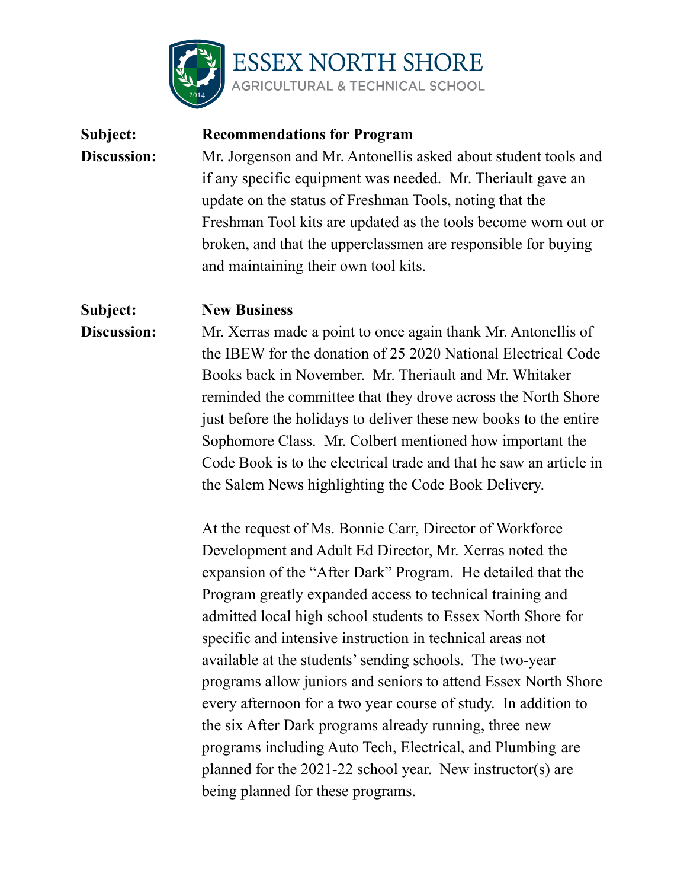**ESSEX NORTH SHORE**
AGRICULTURAL & TECHNICAL SCHOOL

**Subject:** **Recommendations for Program**

**Discussion:** Mr. Jorgenson and Mr. Antonellis asked about student tools and if any specific equipment was needed. Mr. Theriault gave an update on the status of Freshman Tools, noting that the Freshman Tool kits are updated as the tools become worn out or broken, and that the upperclassmen are responsible for buying and maintaining their own tool kits.

**Subject:** **New Business**

**Discussion:** Mr. Xerras made a point to once again thank Mr. Antonellis of the IBEW for the donation of 25 2020 National Electrical Code Books back in November. Mr. Theriault and Mr. Whitaker reminded the committee that they drove across the North Shore just before the holidays to deliver these new books to the entire Sophomore Class. Mr. Colbert mentioned how important the Code Book is to the electrical trade and that he saw an article in the Salem News highlighting the Code Book Delivery.

At the request of Ms. Bonnie Carr, Director of Workforce Development and Adult Ed Director, Mr. Xerras noted the expansion of the "After Dark" Program. He detailed that the Program greatly expanded access to technical training and admitted local high school students to Essex North Shore for specific and intensive instruction in technical areas not available at the students' sending schools. The two-year programs allow juniors and seniors to attend Essex North Shore every afternoon for a two year course of study. In addition to the six After Dark programs already running, three new programs including Auto Tech, Electrical, and Plumbing are planned for the 2021-22 school year. New instructor(s) are being planned for these programs.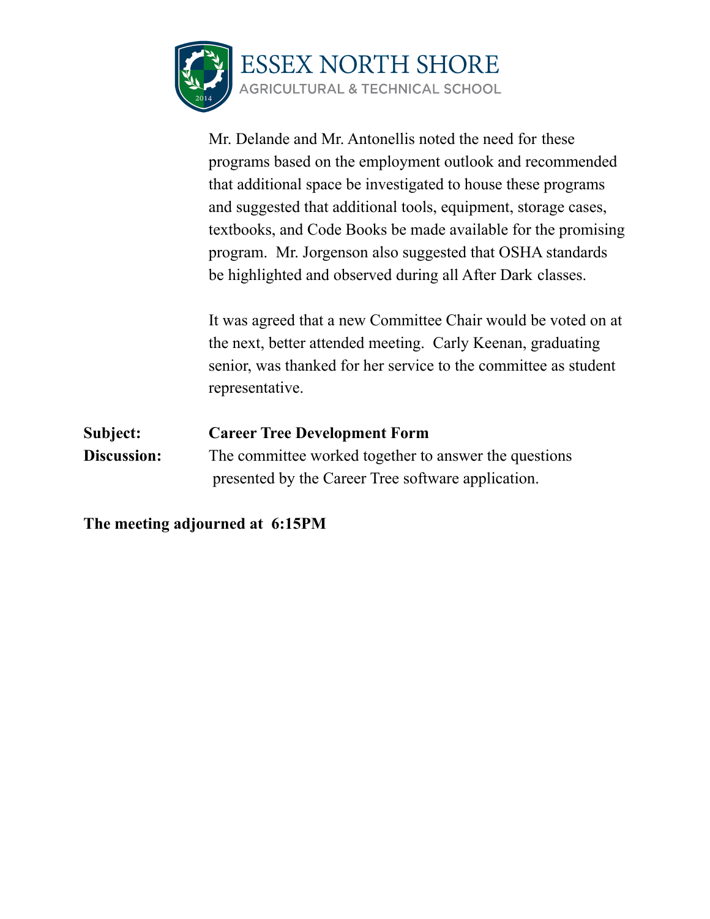Mr. Delande and Mr. Antonellis noted the need for these programs based on the employment outlook and recommended that additional space be investigated to house these programs and suggested that additional tools, equipment, storage cases, textbooks, and Code Books be made available for the promising program. Mr. Jorgenson also suggested that OSHA standards be highlighted and observed during all After Dark classes.

It was agreed that a new Committee Chair would be voted on at the next, better attended meeting. Carly Keenan, graduating senior, was thanked for her service to the committee as student representative.

**Subject:** **Career Tree Development Form**

**Discussion:** The committee worked together to answer the questions presented by the Career Tree software application.

**The meeting adjourned at 6:15PM**